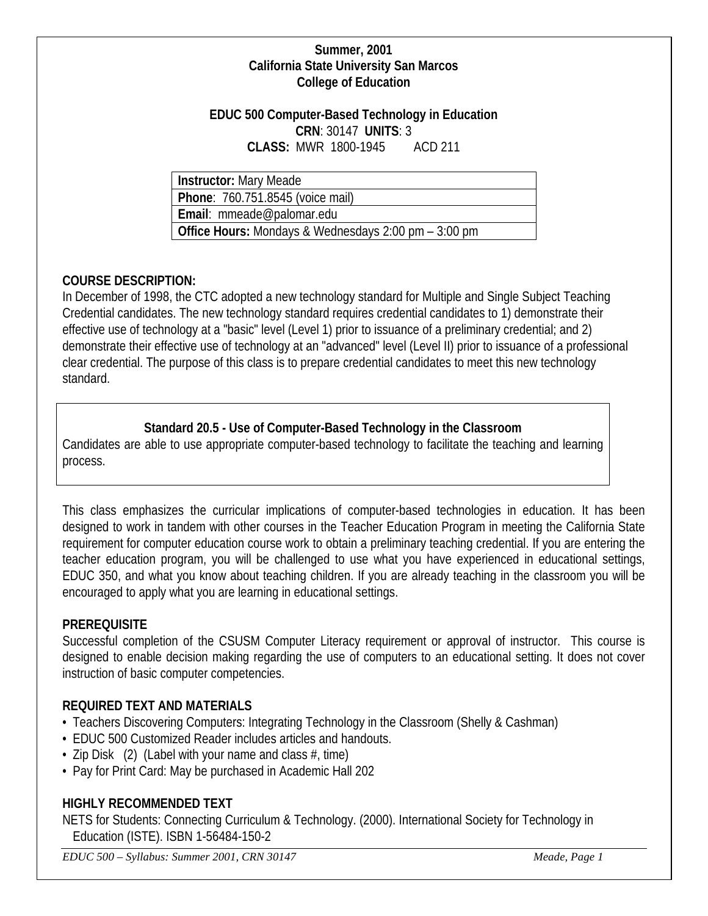**Summer, 2001**
**California State University San Marcos**
**College of Education**

**EDUC 500 Computer-Based Technology in Education**
**CRN**: 30147 **UNITS**: 3
**CLASS:** MWR 1800-1945 ACD 211

| **Instructor:** Mary Meade |
|---|
| **Phone**: 760.751.8545 (voice mail) |
| **Email**: mmeade@palomar.edu |
| **Office Hours:** Mondays & Wednesdays 2:00 pm – 3:00 pm |

## COURSE DESCRIPTION:

In December of 1998, the CTC adopted a new technology standard for Multiple and Single Subject Teaching Credential candidates. The new technology standard requires credential candidates to 1) demonstrate their effective use of technology at a "basic" level (Level 1) prior to issuance of a preliminary credential; and 2) demonstrate their effective use of technology at an "advanced" level (Level II) prior to issuance of a professional clear credential. The purpose of this class is to prepare credential candidates to meet this new technology standard.

**Standard 20.5 - Use of Computer-Based Technology in the Classroom**
Candidates are able to use appropriate computer-based technology to facilitate the teaching and learning process.

This class emphasizes the curricular implications of computer-based technologies in education. It has been designed to work in tandem with other courses in the Teacher Education Program in meeting the California State requirement for computer education course work to obtain a preliminary teaching credential. If you are entering the teacher education program, you will be challenged to use what you have experienced in educational settings, EDUC 350, and what you know about teaching children. If you are already teaching in the classroom you will be encouraged to apply what you are learning in educational settings.

## PREREQUISITE

Successful completion of the CSUSM Computer Literacy requirement or approval of instructor. This course is designed to enable decision making regarding the use of computers to an educational setting. It does not cover instruction of basic computer competencies.

## REQUIRED TEXT AND MATERIALS

- Teachers Discovering Computers: Integrating Technology in the Classroom (Shelly & Cashman)
- EDUC 500 Customized Reader includes articles and handouts.
- Zip Disk (2) (Label with your name and class #, time)
- Pay for Print Card: May be purchased in Academic Hall 202

## HIGHLY RECOMMENDED TEXT

NETS for Students: Connecting Curriculum & Technology. (2000). International Society for Technology in Education (ISTE). ISBN 1-56484-150-2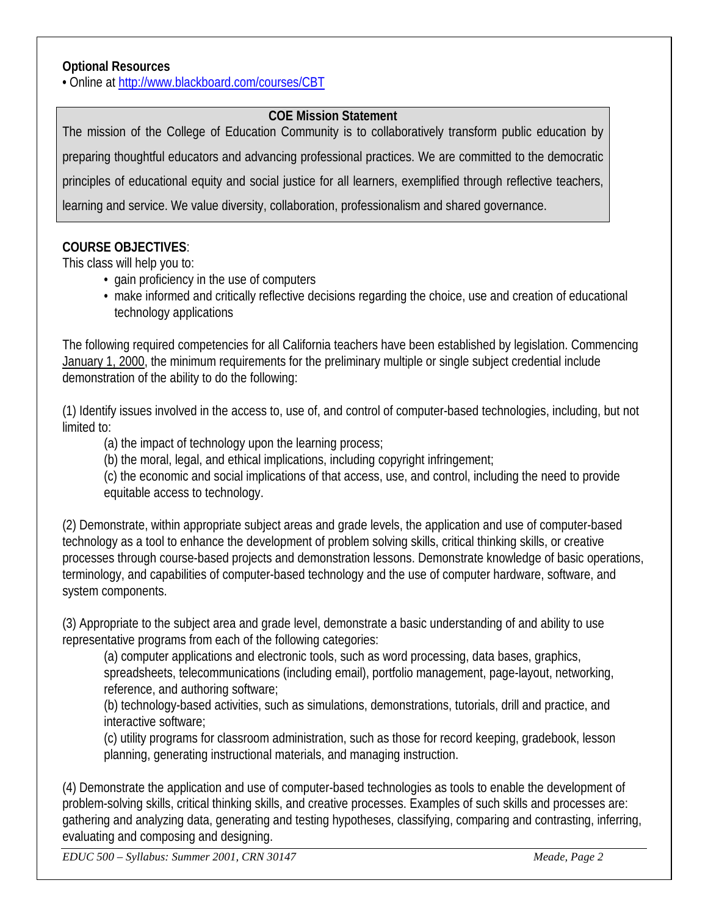**Optional Resources**

• Online at http://www.blackboard.com/courses/CBT

**COE Mission Statement**

The mission of the College of Education Community is to collaboratively transform public education by preparing thoughtful educators and advancing professional practices. We are committed to the democratic principles of educational equity and social justice for all learners, exemplified through reflective teachers, learning and service. We value diversity, collaboration, professionalism and shared governance.

**COURSE OBJECTIVES**:

This class will help you to:

- gain proficiency in the use of computers
- make informed and critically reflective decisions regarding the choice, use and creation of educational technology applications

The following required competencies for all California teachers have been established by legislation. Commencing January 1, 2000, the minimum requirements for the preliminary multiple or single subject credential include demonstration of the ability to do the following:

(1) Identify issues involved in the access to, use of, and control of computer-based technologies, including, but not limited to:

(a) the impact of technology upon the learning process;

(b) the moral, legal, and ethical implications, including copyright infringement;

(c) the economic and social implications of that access, use, and control, including the need to provide equitable access to technology.

(2) Demonstrate, within appropriate subject areas and grade levels, the application and use of computer-based technology as a tool to enhance the development of problem solving skills, critical thinking skills, or creative processes through course-based projects and demonstration lessons. Demonstrate knowledge of basic operations, terminology, and capabilities of computer-based technology and the use of computer hardware, software, and system components.

(3) Appropriate to the subject area and grade level, demonstrate a basic understanding of and ability to use representative programs from each of the following categories:

(a) computer applications and electronic tools, such as word processing, data bases, graphics, spreadsheets, telecommunications (including email), portfolio management, page-layout, networking, reference, and authoring software;

(b) technology-based activities, such as simulations, demonstrations, tutorials, drill and practice, and interactive software;

(c) utility programs for classroom administration, such as those for record keeping, gradebook, lesson planning, generating instructional materials, and managing instruction.

(4) Demonstrate the application and use of computer-based technologies as tools to enable the development of problem-solving skills, critical thinking skills, and creative processes. Examples of such skills and processes are: gathering and analyzing data, generating and testing hypotheses, classifying, comparing and contrasting, inferring, evaluating and composing and designing.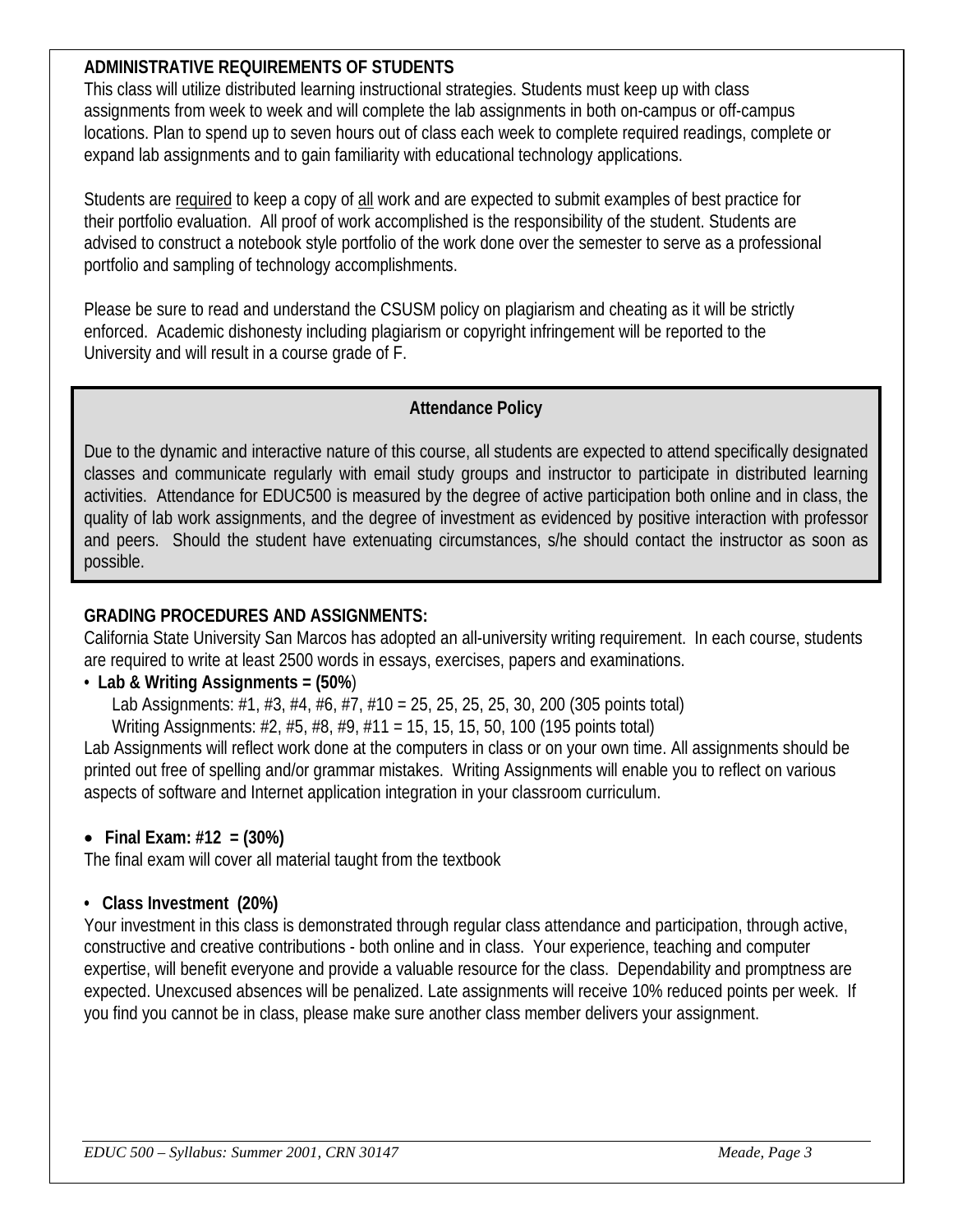## ADMINISTRATIVE REQUIREMENTS OF STUDENTS

This class will utilize distributed learning instructional strategies. Students must keep up with class assignments from week to week and will complete the lab assignments in both on-campus or off-campus locations. Plan to spend up to seven hours out of class each week to complete required readings, complete or expand lab assignments and to gain familiarity with educational technology applications.

Students are <u>required</u> to keep a copy of <u>all</u> work and are expected to submit examples of best practice for their portfolio evaluation. All proof of work accomplished is the responsibility of the student. Students are advised to construct a notebook style portfolio of the work done over the semester to serve as a professional portfolio and sampling of technology accomplishments.

Please be sure to read and understand the CSUSM policy on plagiarism and cheating as it will be strictly enforced. Academic dishonesty including plagiarism or copyright infringement will be reported to the University and will result in a course grade of F.

### Attendance Policy

Due to the dynamic and interactive nature of this course, all students are expected to attend specifically designated classes and communicate regularly with email study groups and instructor to participate in distributed learning activities. Attendance for EDUC500 is measured by the degree of active participation both online and in class, the quality of lab work assignments, and the degree of investment as evidenced by positive interaction with professor and peers. Should the student have extenuating circumstances, s/he should contact the instructor as soon as possible.

## GRADING PROCEDURES AND ASSIGNMENTS:

California State University San Marcos has adopted an all-university writing requirement. In each course, students are required to write at least 2500 words in essays, exercises, papers and examinations.

- **Lab & Writing Assignments = (50%)**
  - Lab Assignments: #1, #3, #4, #6, #7, #10 = 25, 25, 25, 25, 30, 200 (305 points total)
  - Writing Assignments: #2, #5, #8, #9, #11 = 15, 15, 15, 50, 100 (195 points total)

Lab Assignments will reflect work done at the computers in class or on your own time. All assignments should be printed out free of spelling and/or grammar mistakes. Writing Assignments will enable you to reflect on various aspects of software and Internet application integration in your classroom curriculum.

- **Final Exam: #12 = (30%)**

The final exam will cover all material taught from the textbook

- **Class Investment (20%)**

Your investment in this class is demonstrated through regular class attendance and participation, through active, constructive and creative contributions - both online and in class. Your experience, teaching and computer expertise, will benefit everyone and provide a valuable resource for the class. Dependability and promptness are expected. Unexcused absences will be penalized. Late assignments will receive 10% reduced points per week. If you find you cannot be in class, please make sure another class member delivers your assignment.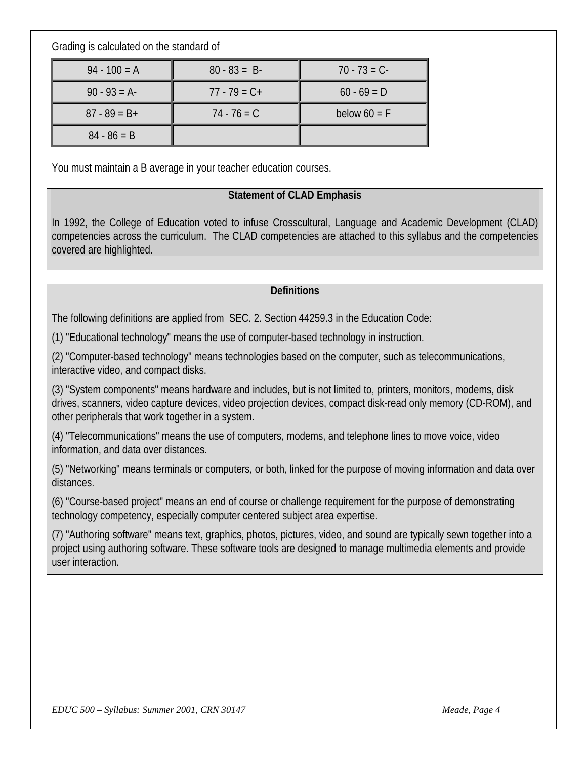Grading is calculated on the standard of

| | | |
|---|---|---|
| 94 - 100 = A | 80 - 83 = B- | 70 - 73 = C- |
| 90 - 93 = A- | 77 - 79 = C+ | 60 - 69 = D |
| 87 - 89 = B+ | 74 - 76 = C | below 60 = F |
| 84 - 86 = B | | |

You must maintain a B average in your teacher education courses.

**Statement of CLAD Emphasis**

In 1992, the College of Education voted to infuse Crosscultural, Language and Academic Development (CLAD) competencies across the curriculum. The CLAD competencies are attached to this syllabus and the competencies covered are highlighted.

**Definitions**

The following definitions are applied from SEC. 2. Section 44259.3 in the Education Code:

(1) "Educational technology" means the use of computer-based technology in instruction.

(2) "Computer-based technology" means technologies based on the computer, such as telecommunications, interactive video, and compact disks.

(3) "System components" means hardware and includes, but is not limited to, printers, monitors, modems, disk drives, scanners, video capture devices, video projection devices, compact disk-read only memory (CD-ROM), and other peripherals that work together in a system.

(4) "Telecommunications" means the use of computers, modems, and telephone lines to move voice, video information, and data over distances.

(5) "Networking" means terminals or computers, or both, linked for the purpose of moving information and data over distances.

(6) "Course-based project" means an end of course or challenge requirement for the purpose of demonstrating technology competency, especially computer centered subject area expertise.

(7) "Authoring software" means text, graphics, photos, pictures, video, and sound are typically sewn together into a project using authoring software. These software tools are designed to manage multimedia elements and provide user interaction.